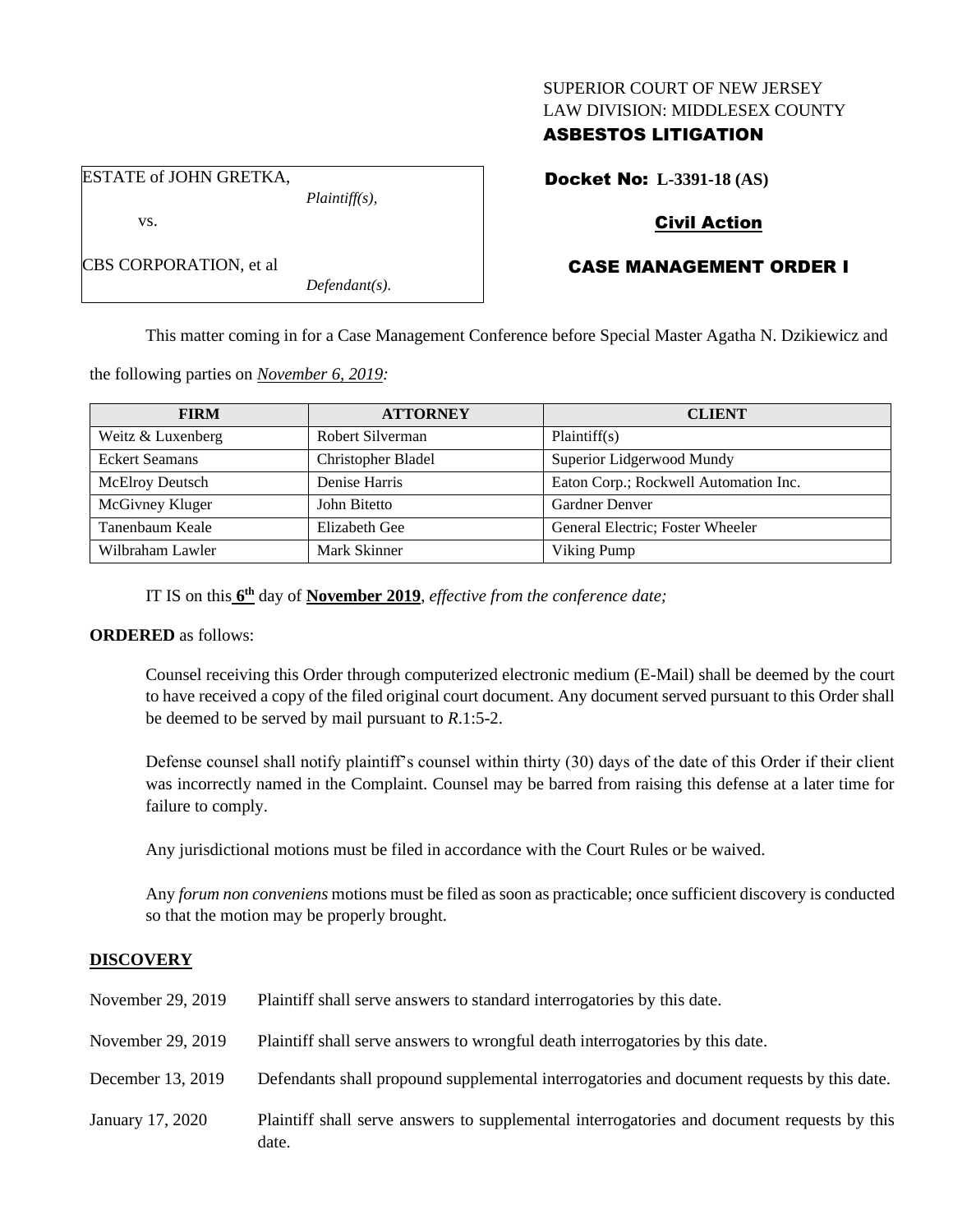SUPERIOR COURT OF NEW JERSEY
LAW DIVISION: MIDDLESEX COUNTY
**ASBESTOS LITIGATION**

| ESTATE of JOHN GRETKA, *Plaintiff(s),* vs. CBS CORPORATION, et al *Defendant(s).* |
|---|

**Docket No: L-3391-18 (AS)**

**Civil Action**

**CASE MANAGEMENT ORDER I**

This matter coming in for a Case Management Conference before Special Master Agatha N. Dzikiewicz and the following parties on *November 6, 2019:*

| FIRM | ATTORNEY | CLIENT |
|---|---|---|
| Weitz & Luxenberg | Robert Silverman | Plaintiff(s) |
| Eckert Seamans | Christopher Bladel | Superior Lidgerwood Mundy |
| McElroy Deutsch | Denise Harris | Eaton Corp.; Rockwell Automation Inc. |
| McGivney Kluger | John Bitetto | Gardner Denver |
| Tanenbaum Keale | Elizabeth Gee | General Electric; Foster Wheeler |
| Wilbraham Lawler | Mark Skinner | Viking Pump |

IT IS on this **6th** day of **November 2019**, *effective from the conference date;*

**ORDERED** as follows:

Counsel receiving this Order through computerized electronic medium (E-Mail) shall be deemed by the court to have received a copy of the filed original court document. Any document served pursuant to this Order shall be deemed to be served by mail pursuant to *R*.1:5-2.

Defense counsel shall notify plaintiff's counsel within thirty (30) days of the date of this Order if their client was incorrectly named in the Complaint. Counsel may be barred from raising this defense at a later time for failure to comply.

Any jurisdictional motions must be filed in accordance with the Court Rules or be waived.

Any *forum non conveniens* motions must be filed as soon as practicable; once sufficient discovery is conducted so that the motion may be properly brought.

## DISCOVERY

| | |
|---|---|
| November 29, 2019 | Plaintiff shall serve answers to standard interrogatories by this date. |
| November 29, 2019 | Plaintiff shall serve answers to wrongful death interrogatories by this date. |
| December 13, 2019 | Defendants shall propound supplemental interrogatories and document requests by this date. |
| January 17, 2020 | Plaintiff shall serve answers to supplemental interrogatories and document requests by this date. |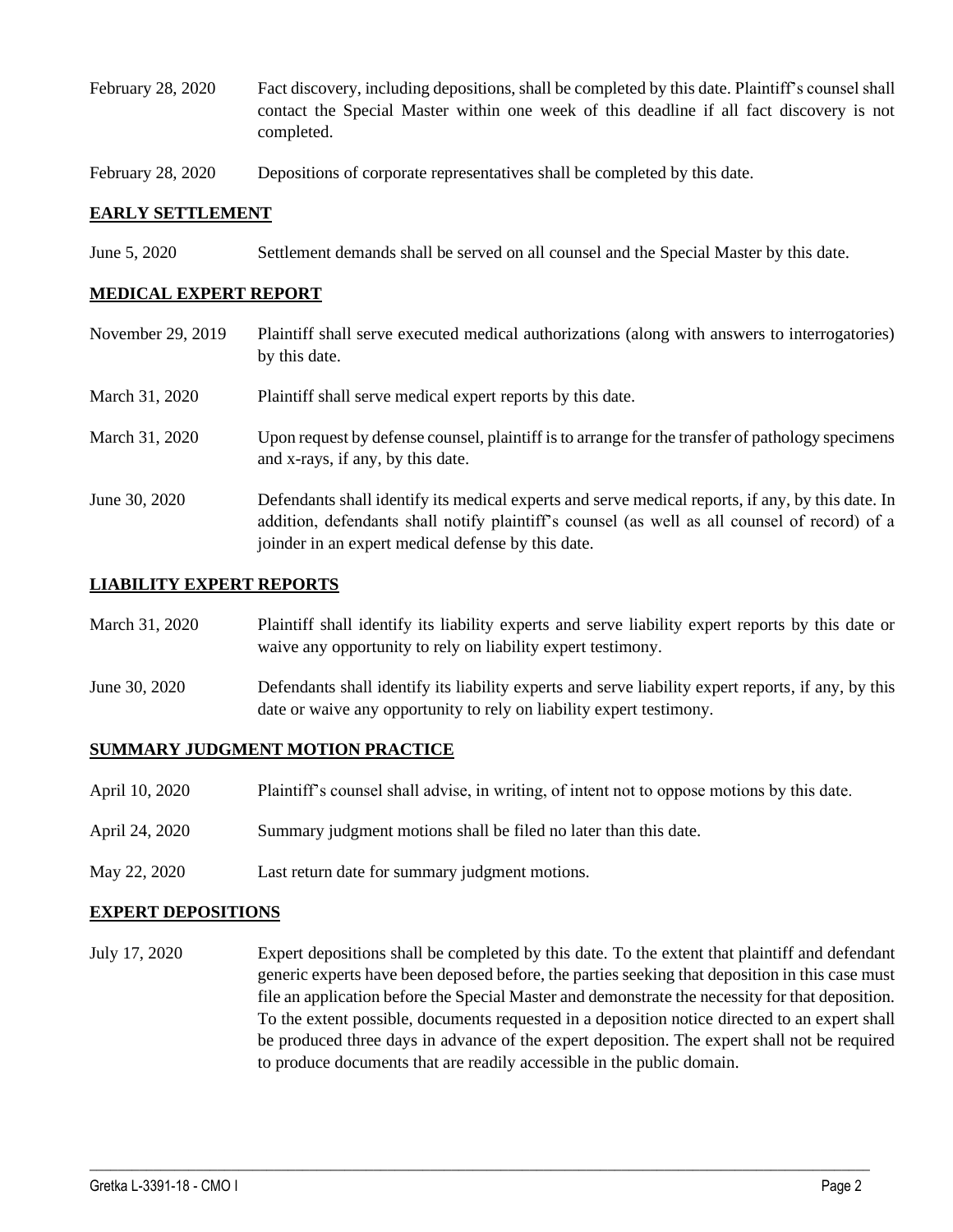| | |
|---|---|
| February 28, 2020 | Fact discovery, including depositions, shall be completed by this date. Plaintiff's counsel shall contact the Special Master within one week of this deadline if all fact discovery is not completed. |
| February 28, 2020 | Depositions of corporate representatives shall be completed by this date. |

## EARLY SETTLEMENT

| | |
|---|---|
| June 5, 2020 | Settlement demands shall be served on all counsel and the Special Master by this date. |

## MEDICAL EXPERT REPORT

| | |
|---|---|
| November 29, 2019 | Plaintiff shall serve executed medical authorizations (along with answers to interrogatories) by this date. |
| March 31, 2020 | Plaintiff shall serve medical expert reports by this date. |
| March 31, 2020 | Upon request by defense counsel, plaintiff is to arrange for the transfer of pathology specimens and x-rays, if any, by this date. |
| June 30, 2020 | Defendants shall identify its medical experts and serve medical reports, if any, by this date. In addition, defendants shall notify plaintiff's counsel (as well as all counsel of record) of a joinder in an expert medical defense by this date. |

## LIABILITY EXPERT REPORTS

| | |
|---|---|
| March 31, 2020 | Plaintiff shall identify its liability experts and serve liability expert reports by this date or waive any opportunity to rely on liability expert testimony. |
| June 30, 2020 | Defendants shall identify its liability experts and serve liability expert reports, if any, by this date or waive any opportunity to rely on liability expert testimony. |

## SUMMARY JUDGMENT MOTION PRACTICE

| | |
|---|---|
| April 10, 2020 | Plaintiff's counsel shall advise, in writing, of intent not to oppose motions by this date. |
| April 24, 2020 | Summary judgment motions shall be filed no later than this date. |
| May 22, 2020 | Last return date for summary judgment motions. |

## EXPERT DEPOSITIONS

| | |
|---|---|
| July 17, 2020 | Expert depositions shall be completed by this date. To the extent that plaintiff and defendant generic experts have been deposed before, the parties seeking that deposition in this case must file an application before the Special Master and demonstrate the necessity for that deposition. To the extent possible, documents requested in a deposition notice directed to an expert shall be produced three days in advance of the expert deposition. The expert shall not be required to produce documents that are readily accessible in the public domain. |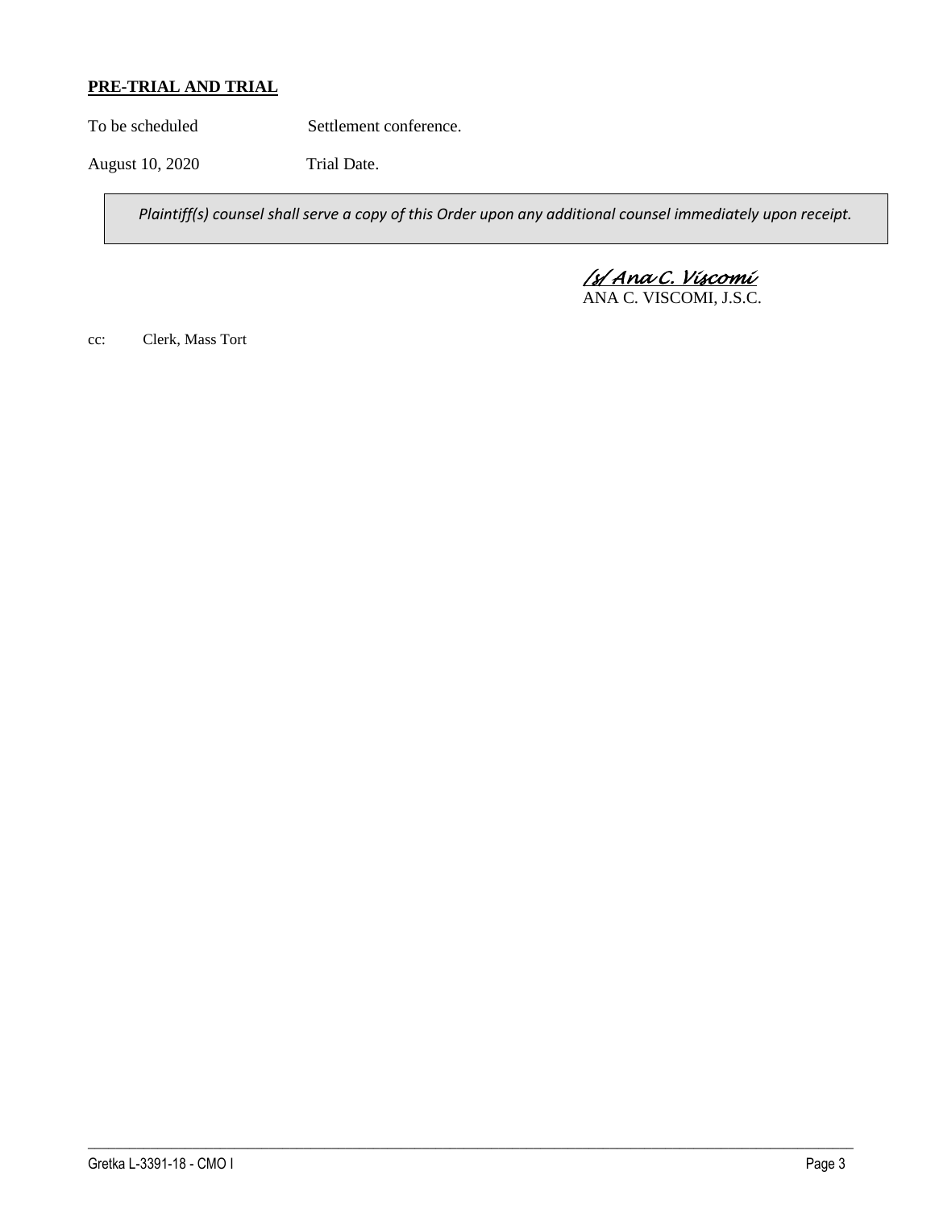**PRE-TRIAL AND TRIAL**

| | |
|---|---|
| To be scheduled | Settlement conference. |
| August 10, 2020 | Trial Date. |

*Plaintiff(s) counsel shall serve a copy of this Order upon any additional counsel immediately upon receipt.*

/s/ Ana C. Viscomi
ANA C. VISCOMI, J.S.C.

cc: Clerk, Mass Tort